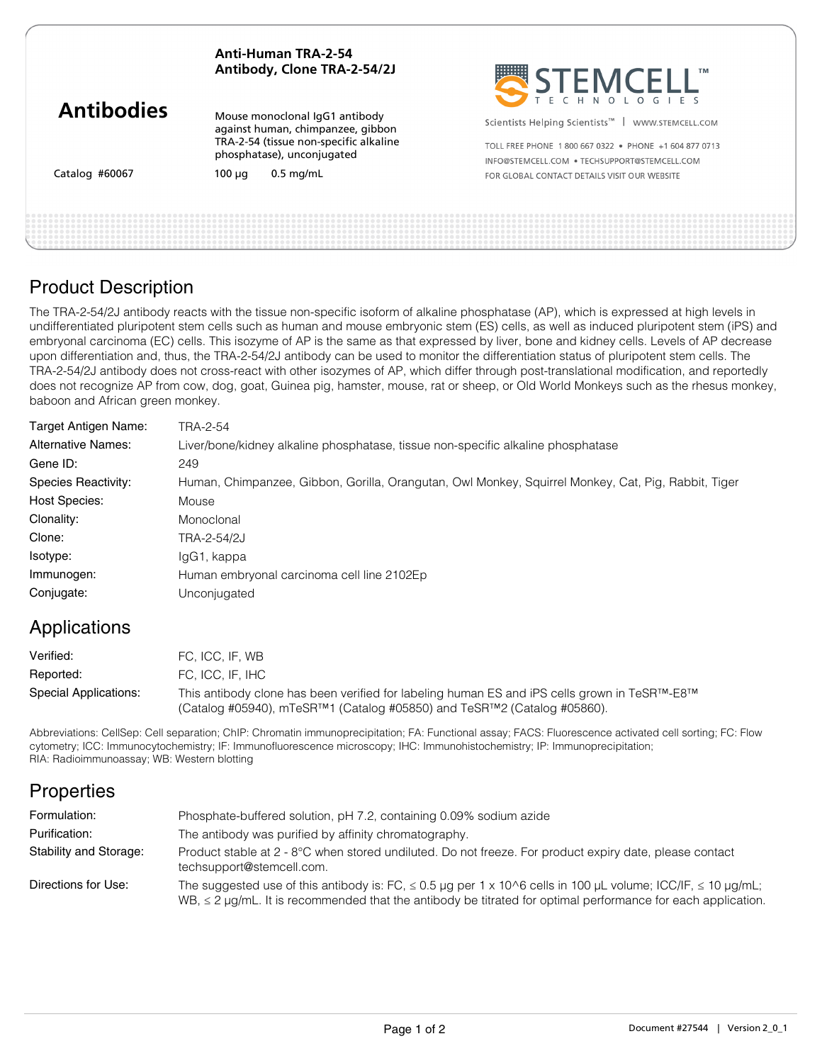**Anti-Human TRA-2-54 Antibody, Clone TRA-2-54/2J**

# Antibodies

Mouse monoclonal IgG1 antibody against human, chimpanzee, gibbon TRA-2-54 (tissue non-specific alkaline phosphatase), unconjugated

Catalog #60067 100 µg 0.5 mg/mL

STEMCELL™ TECHNOLOGIES

Scientists Helping Scientists™ | WWW.STEMCELL.COM

TOLL FREE PHONE 1 800 667 0322 • PHONE +1 604 877 0713

INFO@STEMCELL.COM • TECHSUPPORT@STEMCELL.COM

FOR GLOBAL CONTACT DETAILS VISIT OUR WEBSITE

## Product Description

The TRA-2-54/2J antibody reacts with the tissue non-specific isoform of alkaline phosphatase (AP), which is expressed at high levels in undifferentiated pluripotent stem cells such as human and mouse embryonic stem (ES) cells, as well as induced pluripotent stem (iPS) and embryonal carcinoma (EC) cells. This isozyme of AP is the same as that expressed by liver, bone and kidney cells. Levels of AP decrease upon differentiation and, thus, the TRA-2-54/2J antibody can be used to monitor the differentiation status of pluripotent stem cells. The TRA-2-54/2J antibody does not cross-react with other isozymes of AP, which differ through post-translational modification, and reportedly does not recognize AP from cow, dog, goat, Guinea pig, hamster, mouse, rat or sheep, or Old World Monkeys such as the rhesus monkey, baboon and African green monkey.

| | |
|---|---|
| Target Antigen Name: | TRA-2-54 |
| Alternative Names: | Liver/bone/kidney alkaline phosphatase, tissue non-specific alkaline phosphatase |
| Gene ID: | 249 |
| Species Reactivity: | Human, Chimpanzee, Gibbon, Gorilla, Orangutan, Owl Monkey, Squirrel Monkey, Cat, Pig, Rabbit, Tiger |
| Host Species: | Mouse |
| Clonality: | Monoclonal |
| Clone: | TRA-2-54/2J |
| Isotype: | IgG1, kappa |
| Immunogen: | Human embryonal carcinoma cell line 2102Ep |
| Conjugate: | Unconjugated |

## Applications

| | |
|---|---|
| Verified: | FC, ICC, IF, WB |
| Reported: | FC, ICC, IF, IHC |
| Special Applications: | This antibody clone has been verified for labeling human ES and iPS cells grown in TeSR™-E8™ (Catalog #05940), mTeSR™1 (Catalog #05850) and TeSR™2 (Catalog #05860). |

Abbreviations: CellSep: Cell separation; ChIP: Chromatin immunoprecipitation; FA: Functional assay; FACS: Fluorescence activated cell sorting; FC: Flow cytometry; ICC: Immunocytochemistry; IF: Immunofluorescence microscopy; IHC: Immunohistochemistry; IP: Immunoprecipitation; RIA: Radioimmunoassay; WB: Western blotting

## Properties

| | |
|---|---|
| Formulation: | Phosphate-buffered solution, pH 7.2, containing 0.09% sodium azide |
| Purification: | The antibody was purified by affinity chromatography. |
| Stability and Storage: | Product stable at 2 - 8°C when stored undiluted. Do not freeze. For product expiry date, please contact techsupport@stemcell.com. |
| Directions for Use: | The suggested use of this antibody is: FC, ≤ 0.5 µg per 1 x 10^6 cells in 100 µL volume; ICC/IF, ≤ 10 µg/mL; WB, ≤ 2 µg/mL. It is recommended that the antibody be titrated for optimal performance for each application. |

Document #27544 | Version 2_0_1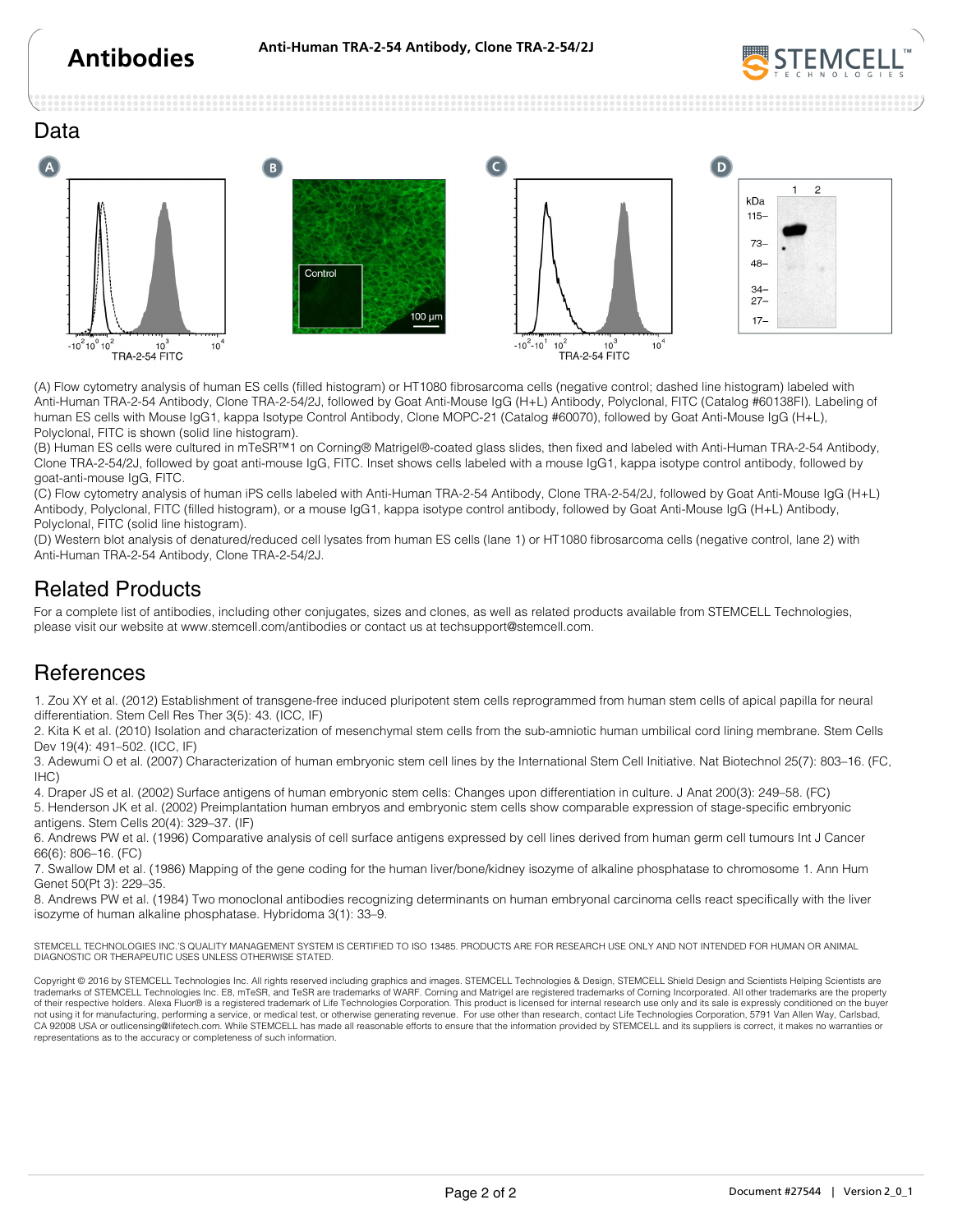## Data

A

-10^2 10^0 10^2 10^3 10^4
TRA-2-54 FITC

B

Control
100 µm

C

-10^2 -10^1 10^2 10^3 10^4
TRA-2-54 FITC

D

kDa
1 2
115–
73–
48–
34–
27–
17–

(A) Flow cytometry analysis of human ES cells (filled histogram) or HT1080 fibrosarcoma cells (negative control; dashed line histogram) labeled with Anti-Human TRA-2-54 Antibody, Clone TRA-2-54/2J, followed by Goat Anti-Mouse IgG (H+L) Antibody, Polyclonal, FITC (Catalog #60138FI). Labeling of human ES cells with Mouse IgG1, kappa Isotype Control Antibody, Clone MOPC-21 (Catalog #60070), followed by Goat Anti-Mouse IgG (H+L), Polyclonal, FITC is shown (solid line histogram).
(B) Human ES cells were cultured in mTeSR™1 on Corning® Matrigel®-coated glass slides, then fixed and labeled with Anti-Human TRA-2-54 Antibody, Clone TRA-2-54/2J, followed by goat anti-mouse IgG, FITC. Inset shows cells labeled with a mouse IgG1, kappa isotype control antibody, followed by goat-anti-mouse IgG, FITC.
(C) Flow cytometry analysis of human iPS cells labeled with Anti-Human TRA-2-54 Antibody, Clone TRA-2-54/2J, followed by Goat Anti-Mouse IgG (H+L) Antibody, Polyclonal, FITC (filled histogram), or a mouse IgG1, kappa isotype control antibody, followed by Goat Anti-Mouse IgG (H+L) Antibody, Polyclonal, FITC (solid line histogram).
(D) Western blot analysis of denatured/reduced cell lysates from human ES cells (lane 1) or HT1080 fibrosarcoma cells (negative control, lane 2) with Anti-Human TRA-2-54 Antibody, Clone TRA-2-54/2J.

## Related Products

For a complete list of antibodies, including other conjugates, sizes and clones, as well as related products available from STEMCELL Technologies, please visit our website at www.stemcell.com/antibodies or contact us at techsupport@stemcell.com.

## References

1. Zou XY et al. (2012) Establishment of transgene-free induced pluripotent stem cells reprogrammed from human stem cells of apical papilla for neural differentiation. Stem Cell Res Ther 3(5): 43. (ICC, IF)
2. Kita K et al. (2010) Isolation and characterization of mesenchymal stem cells from the sub-amniotic human umbilical cord lining membrane. Stem Cells Dev 19(4): 491–502. (ICC, IF)
3. Adewumi O et al. (2007) Characterization of human embryonic stem cell lines by the International Stem Cell Initiative. Nat Biotechnol 25(7): 803–16. (FC, IHC)
4. Draper JS et al. (2002) Surface antigens of human embryonic stem cells: Changes upon differentiation in culture. J Anat 200(3): 249–58. (FC)
5. Henderson JK et al. (2002) Preimplantation human embryos and embryonic stem cells show comparable expression of stage-specific embryonic antigens. Stem Cells 20(4): 329–37. (IF)
6. Andrews PW et al. (1996) Comparative analysis of cell surface antigens expressed by cell lines derived from human germ cell tumours Int J Cancer 66(6): 806–16. (FC)
7. Swallow DM et al. (1986) Mapping of the gene coding for the human liver/bone/kidney isozyme of alkaline phosphatase to chromosome 1. Ann Hum Genet 50(Pt 3): 229–35.
8. Andrews PW et al. (1984) Two monoclonal antibodies recognizing determinants on human embryonal carcinoma cells react specifically with the liver isozyme of human alkaline phosphatase. Hybridoma 3(1): 33–9.

STEMCELL TECHNOLOGIES INC.'S QUALITY MANAGEMENT SYSTEM IS CERTIFIED TO ISO 13485. PRODUCTS ARE FOR RESEARCH USE ONLY AND NOT INTENDED FOR HUMAN OR ANIMAL DIAGNOSTIC OR THERAPEUTIC USES UNLESS OTHERWISE STATED.

Copyright © 2016 by STEMCELL Technologies Inc. All rights reserved including graphics and images. STEMCELL Technologies & Design, STEMCELL Shield Design and Scientists Helping Scientists are trademarks of STEMCELL Technologies Inc. E8, mTeSR, and TeSR are trademarks of WARF. Corning and Matrigel are registered trademarks of Corning Incorporated. All other trademarks are the property of their respective holders. Alexa Fluor® is a registered trademark of Life Technologies Corporation. This product is licensed for internal research use only and its sale is expressly conditioned on the buyer not using it for manufacturing, performing a service, or medical test, or otherwise generating revenue. For use other than research, contact Life Technologies Corporation, 5791 Van Allen Way, Carlsbad, CA 92008 USA or outlicensing@lifetech.com. While STEMCELL has made all reasonable efforts to ensure that the information provided by STEMCELL and its suppliers is correct, it makes no warranties or representations as to the accuracy or completeness of such information.